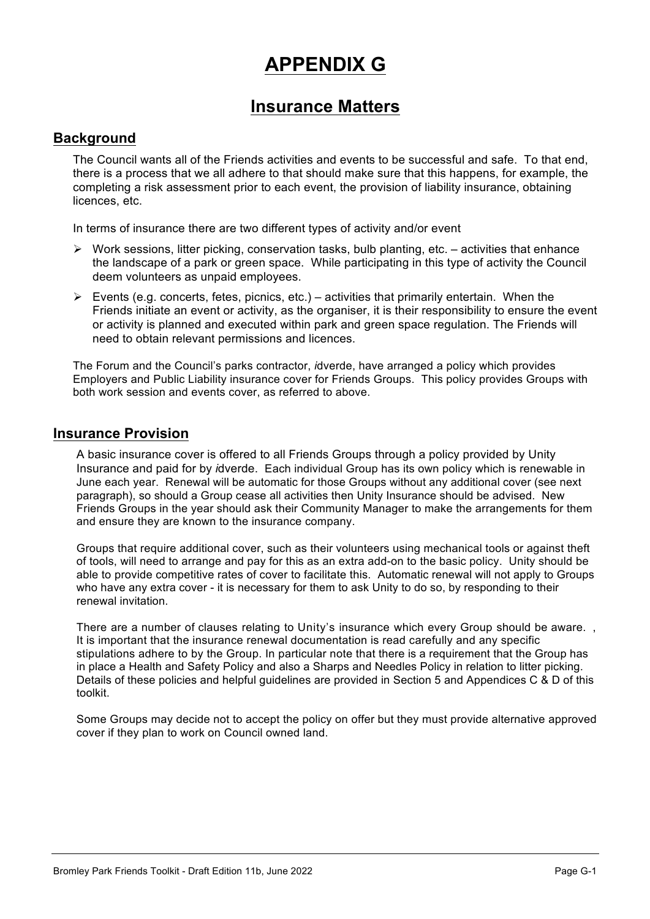# APPENDIX G

## Insurance Matters

### Background

The Council wants all of the Friends activities and events to be successful and safe. To that end, there is a process that we all adhere to that should make sure that this happens, for example, the completing a risk assessment prior to each event, the provision of liability insurance, obtaining licences, etc.

In terms of insurance there are two different types of activity and/or event

- Work sessions, litter picking, conservation tasks, bulb planting, etc. – activities that enhance the landscape of a park or green space. While participating in this type of activity the Council deem volunteers as unpaid employees.
- Events (e.g. concerts, fetes, picnics, etc.) – activities that primarily entertain. When the Friends initiate an event or activity, as the organiser, it is their responsibility to ensure the event or activity is planned and executed within park and green space regulation. The Friends will need to obtain relevant permissions and licences.

The Forum and the Council's parks contractor, *i*dverde, have arranged a policy which provides Employers and Public Liability insurance cover for Friends Groups. This policy provides Groups with both work session and events cover, as referred to above.

### Insurance Provision

A basic insurance cover is offered to all Friends Groups through a policy provided by Unity Insurance and paid for by *i*dverde. Each individual Group has its own policy which is renewable in June each year. Renewal will be automatic for those Groups without any additional cover (see next paragraph), so should a Group cease all activities then Unity Insurance should be advised. New Friends Groups in the year should ask their Community Manager to make the arrangements for them and ensure they are known to the insurance company.

Groups that require additional cover, such as their volunteers using mechanical tools or against theft of tools, will need to arrange and pay for this as an extra add-on to the basic policy. Unity should be able to provide competitive rates of cover to facilitate this. Automatic renewal will not apply to Groups who have any extra cover - it is necessary for them to ask Unity to do so, by responding to their renewal invitation.

There are a number of clauses relating to Unity's insurance which every Group should be aware. , It is important that the insurance renewal documentation is read carefully and any specific stipulations adhere to by the Group. In particular note that there is a requirement that the Group has in place a Health and Safety Policy and also a Sharps and Needles Policy in relation to litter picking. Details of these policies and helpful guidelines are provided in Section 5 and Appendices C & D of this toolkit.

Some Groups may decide not to accept the policy on offer but they must provide alternative approved cover if they plan to work on Council owned land.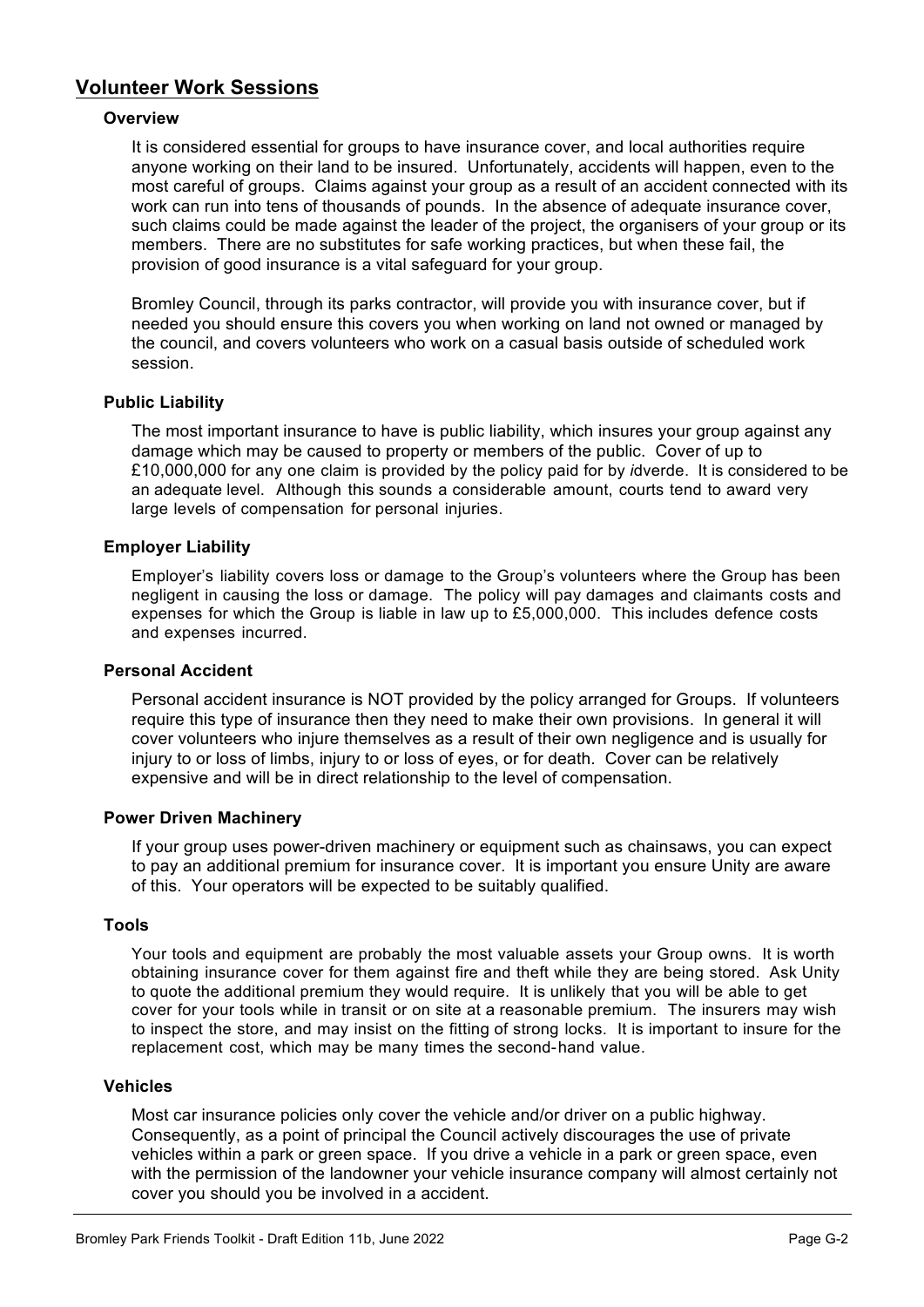## Volunteer Work Sessions

### Overview

It is considered essential for groups to have insurance cover, and local authorities require anyone working on their land to be insured. Unfortunately, accidents will happen, even to the most careful of groups. Claims against your group as a result of an accident connected with its work can run into tens of thousands of pounds. In the absence of adequate insurance cover, such claims could be made against the leader of the project, the organisers of your group or its members. There are no substitutes for safe working practices, but when these fail, the provision of good insurance is a vital safeguard for your group.

Bromley Council, through its parks contractor, will provide you with insurance cover, but if needed you should ensure this covers you when working on land not owned or managed by the council, and covers volunteers who work on a casual basis outside of scheduled work session.

### Public Liability

The most important insurance to have is public liability, which insures your group against any damage which may be caused to property or members of the public. Cover of up to £10,000,000 for any one claim is provided by the policy paid for by *i*dverde. It is considered to be an adequate level. Although this sounds a considerable amount, courts tend to award very large levels of compensation for personal injuries.

### Employer Liability

Employer's liability covers loss or damage to the Group's volunteers where the Group has been negligent in causing the loss or damage. The policy will pay damages and claimants costs and expenses for which the Group is liable in law up to £5,000,000. This includes defence costs and expenses incurred.

### Personal Accident

Personal accident insurance is NOT provided by the policy arranged for Groups. If volunteers require this type of insurance then they need to make their own provisions. In general it will cover volunteers who injure themselves as a result of their own negligence and is usually for injury to or loss of limbs, injury to or loss of eyes, or for death. Cover can be relatively expensive and will be in direct relationship to the level of compensation.

### Power Driven Machinery

If your group uses power-driven machinery or equipment such as chainsaws, you can expect to pay an additional premium for insurance cover. It is important you ensure Unity are aware of this. Your operators will be expected to be suitably qualified.

### Tools

Your tools and equipment are probably the most valuable assets your Group owns. It is worth obtaining insurance cover for them against fire and theft while they are being stored. Ask Unity to quote the additional premium they would require. It is unlikely that you will be able to get cover for your tools while in transit or on site at a reasonable premium. The insurers may wish to inspect the store, and may insist on the fitting of strong locks. It is important to insure for the replacement cost, which may be many times the second-hand value.

### Vehicles

Most car insurance policies only cover the vehicle and/or driver on a public highway. Consequently, as a point of principal the Council actively discourages the use of private vehicles within a park or green space. If you drive a vehicle in a park or green space, even with the permission of the landowner your vehicle insurance company will almost certainly not cover you should you be involved in a accident.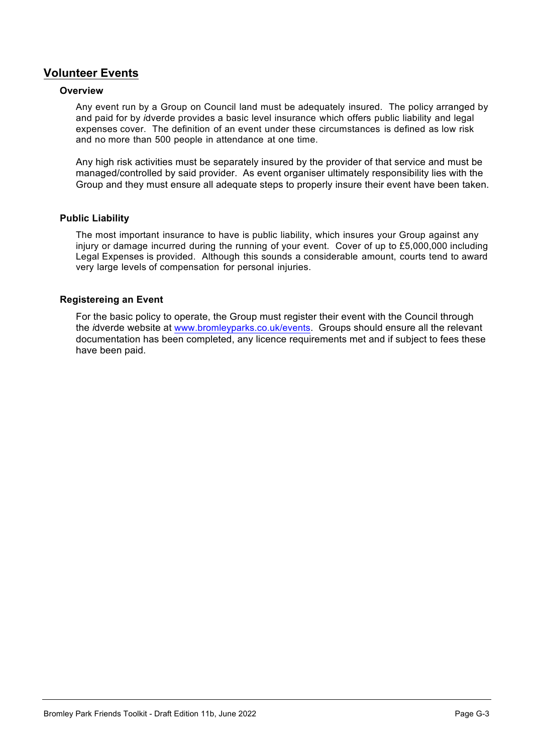## Volunteer Events

### Overview

Any event run by a Group on Council land must be adequately insured. The policy arranged by and paid for by *i*dverde provides a basic level insurance which offers public liability and legal expenses cover. The definition of an event under these circumstances is defined as low risk and no more than 500 people in attendance at one time.

Any high risk activities must be separately insured by the provider of that service and must be managed/controlled by said provider. As event organiser ultimately responsibility lies with the Group and they must ensure all adequate steps to properly insure their event have been taken.

### Public Liability

The most important insurance to have is public liability, which insures your Group against any injury or damage incurred during the running of your event. Cover of up to £5,000,000 including Legal Expenses is provided. Although this sounds a considerable amount, courts tend to award very large levels of compensation for personal injuries.

### Registereing an Event

For the basic policy to operate, the Group must register their event with the Council through the *i*dverde website at [www.bromleyparks.co.uk/events](http://www.bromleyparks.co.uk/events). Groups should ensure all the relevant documentation has been completed, any licence requirements met and if subject to fees these have been paid.